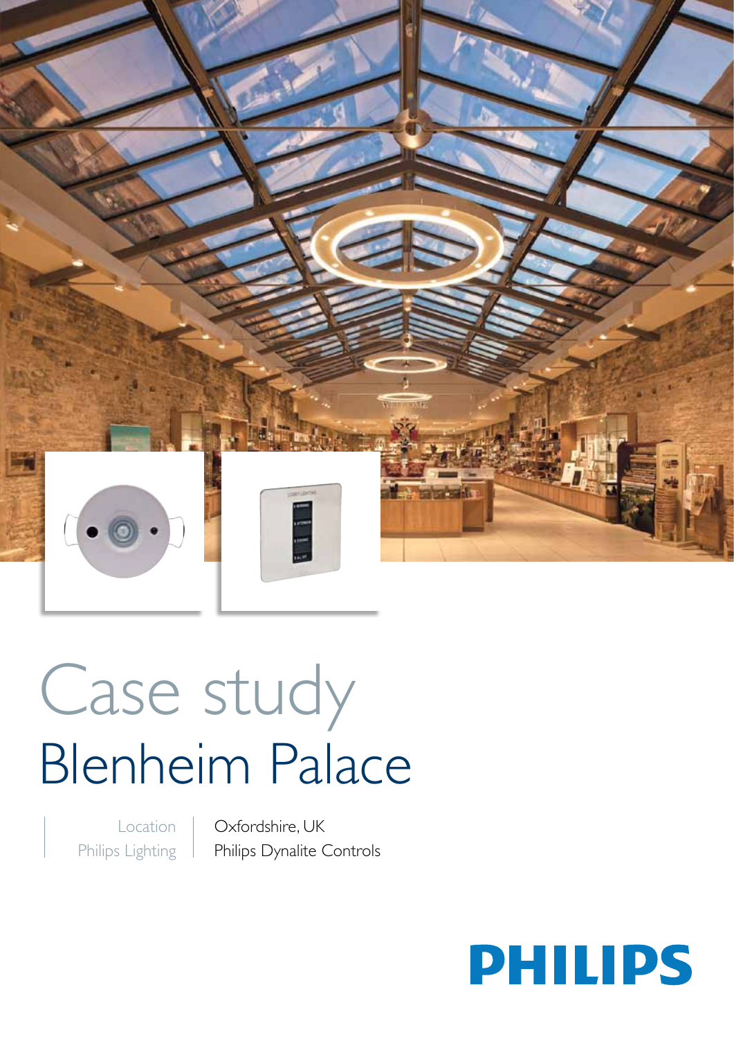# Case study

## Blenheim Palace

| Location | Oxfordshire, UK |
| --- | --- |
| Philips Lighting | Philips Dynalite Controls |

PHILIPS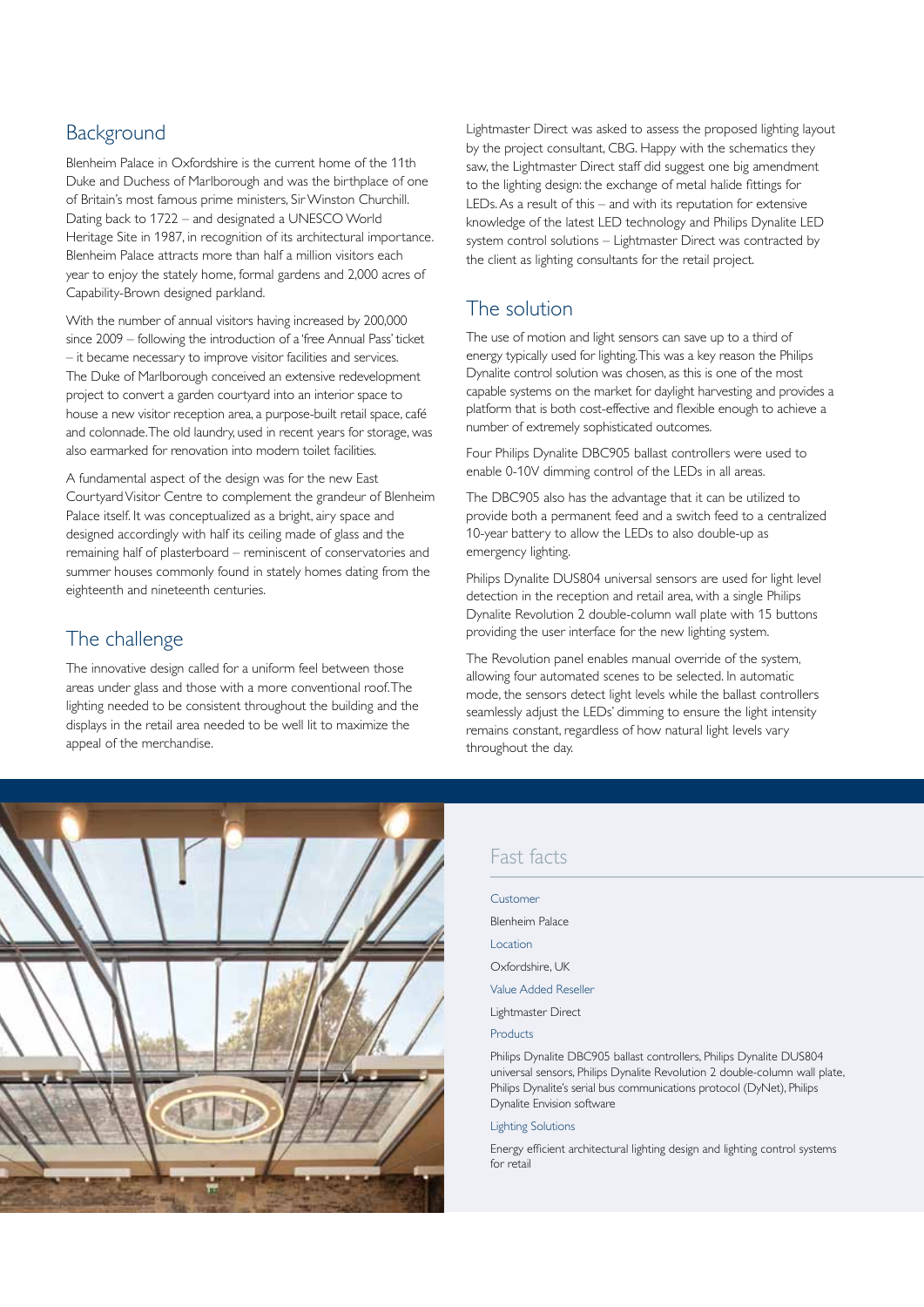## Background

Blenheim Palace in Oxfordshire is the current home of the 11th Duke and Duchess of Marlborough and was the birthplace of one of Britain's most famous prime ministers, Sir Winston Churchill. Dating back to 1722 – and designated a UNESCO World Heritage Site in 1987, in recognition of its architectural importance. Blenheim Palace attracts more than half a million visitors each year to enjoy the stately home, formal gardens and 2,000 acres of Capability-Brown designed parkland.

With the number of annual visitors having increased by 200,000 since 2009 – following the introduction of a 'free Annual Pass' ticket – it became necessary to improve visitor facilities and services. The Duke of Marlborough conceived an extensive redevelopment project to convert a garden courtyard into an interior space to house a new visitor reception area, a purpose-built retail space, café and colonnade. The old laundry, used in recent years for storage, was also earmarked for renovation into modern toilet facilities.

A fundamental aspect of the design was for the new East Courtyard Visitor Centre to complement the grandeur of Blenheim Palace itself. It was conceptualized as a bright, airy space and designed accordingly with half its ceiling made of glass and the remaining half of plasterboard – reminiscent of conservatories and summer houses commonly found in stately homes dating from the eighteenth and nineteenth centuries.

## The challenge

The innovative design called for a uniform feel between those areas under glass and those with a more conventional roof. The lighting needed to be consistent throughout the building and the displays in the retail area needed to be well lit to maximize the appeal of the merchandise.

Lightmaster Direct was asked to assess the proposed lighting layout by the project consultant, CBG. Happy with the schematics they saw, the Lightmaster Direct staff did suggest one big amendment to the lighting design: the exchange of metal halide fittings for LEDs. As a result of this – and with its reputation for extensive knowledge of the latest LED technology and Philips Dynalite LED system control solutions – Lightmaster Direct was contracted by the client as lighting consultants for the retail project.

## The solution

The use of motion and light sensors can save up to a third of energy typically used for lighting. This was a key reason the Philips Dynalite control solution was chosen, as this is one of the most capable systems on the market for daylight harvesting and provides a platform that is both cost-effective and flexible enough to achieve a number of extremely sophisticated outcomes.

Four Philips Dynalite DBC905 ballast controllers were used to enable 0-10V dimming control of the LEDs in all areas.

The DBC905 also has the advantage that it can be utilized to provide both a permanent feed and a switch feed to a centralized 10-year battery to allow the LEDs to also double-up as emergency lighting.

Philips Dynalite DUS804 universal sensors are used for light level detection in the reception and retail area, with a single Philips Dynalite Revolution 2 double-column wall plate with 15 buttons providing the user interface for the new lighting system.

The Revolution panel enables manual override of the system, allowing four automated scenes to be selected. In automatic mode, the sensors detect light levels while the ballast controllers seamlessly adjust the LEDs' dimming to ensure the light intensity remains constant, regardless of how natural light levels vary throughout the day.

## Fast facts

**Customer**

Blenheim Palace

**Location**

Oxfordshire, UK

**Value Added Reseller**

Lightmaster Direct

**Products**

Philips Dynalite DBC905 ballast controllers, Philips Dynalite DUS804 universal sensors, Philips Dynalite Revolution 2 double-column wall plate, Philips Dynalite's serial bus communications protocol (DyNet), Philips Dynalite Envision software

**Lighting Solutions**

Energy efficient architectural lighting design and lighting control systems for retail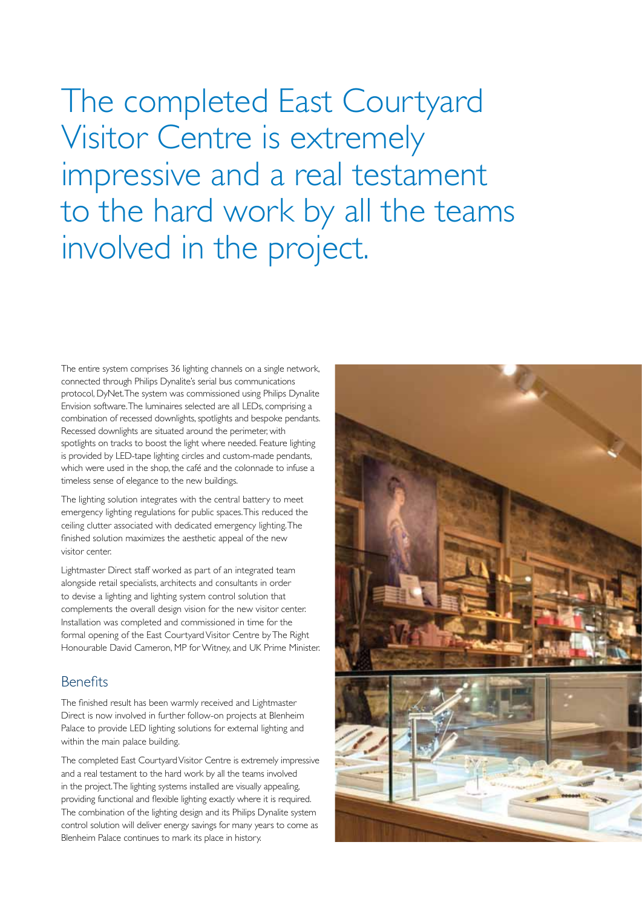# The completed East Courtyard Visitor Centre is extremely impressive and a real testament to the hard work by all the teams involved in the project.

The entire system comprises 36 lighting channels on a single network, connected through Philips Dynalite's serial bus communications protocol, DyNet. The system was commissioned using Philips Dynalite Envision software. The luminaires selected are all LEDs, comprising a combination of recessed downlights, spotlights and bespoke pendants. Recessed downlights are situated around the perimeter, with spotlights on tracks to boost the light where needed. Feature lighting is provided by LED-tape lighting circles and custom-made pendants, which were used in the shop, the café and the colonnade to infuse a timeless sense of elegance to the new buildings.

The lighting solution integrates with the central battery to meet emergency lighting regulations for public spaces. This reduced the ceiling clutter associated with dedicated emergency lighting. The finished solution maximizes the aesthetic appeal of the new visitor center.

Lightmaster Direct staff worked as part of an integrated team alongside retail specialists, architects and consultants in order to devise a lighting and lighting system control solution that complements the overall design vision for the new visitor center. Installation was completed and commissioned in time for the formal opening of the East Courtyard Visitor Centre by The Right Honourable David Cameron, MP for Witney, and UK Prime Minister.

## Benefits

The finished result has been warmly received and Lightmaster Direct is now involved in further follow-on projects at Blenheim Palace to provide LED lighting solutions for external lighting and within the main palace building.

The completed East Courtyard Visitor Centre is extremely impressive and a real testament to the hard work by all the teams involved in the project. The lighting systems installed are visually appealing, providing functional and flexible lighting exactly where it is required. The combination of the lighting design and its Philips Dynalite system control solution will deliver energy savings for many years to come as Blenheim Palace continues to mark its place in history.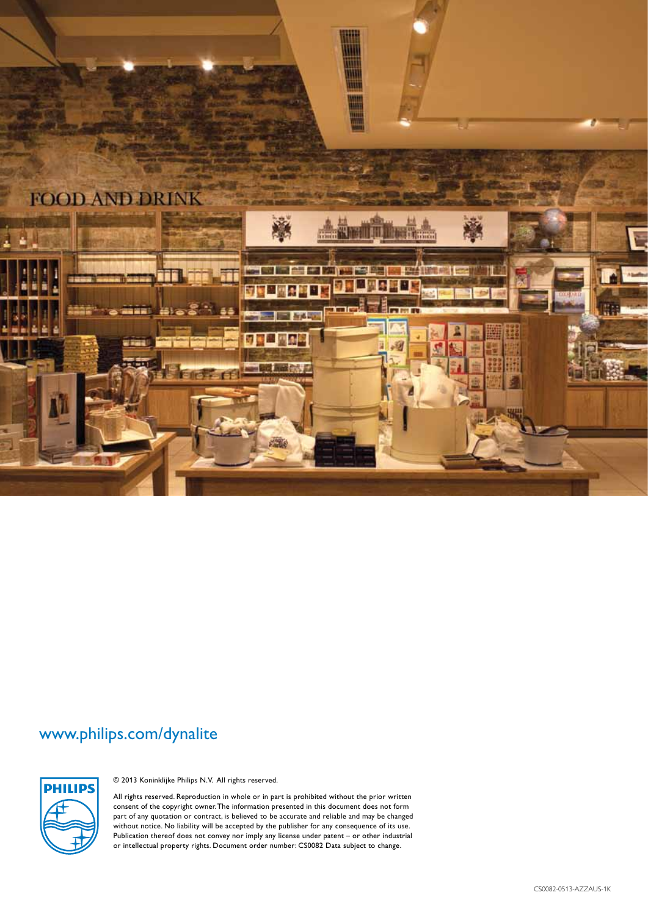www.philips.com/dynalite

© 2013 Koninklijke Philips N.V. All rights reserved.

All rights reserved. Reproduction in whole or in part is prohibited without the prior written consent of the copyright owner. The information presented in this document does not form part of any quotation or contract, is believed to be accurate and reliable and may be changed without notice. No liability will be accepted by the publisher for any consequence of its use. Publication thereof does not convey nor imply any license under patent – or other industrial or intellectual property rights. Document order number: CS0082 Data subject to change.

CS0082-0513-AZZAUS-1K